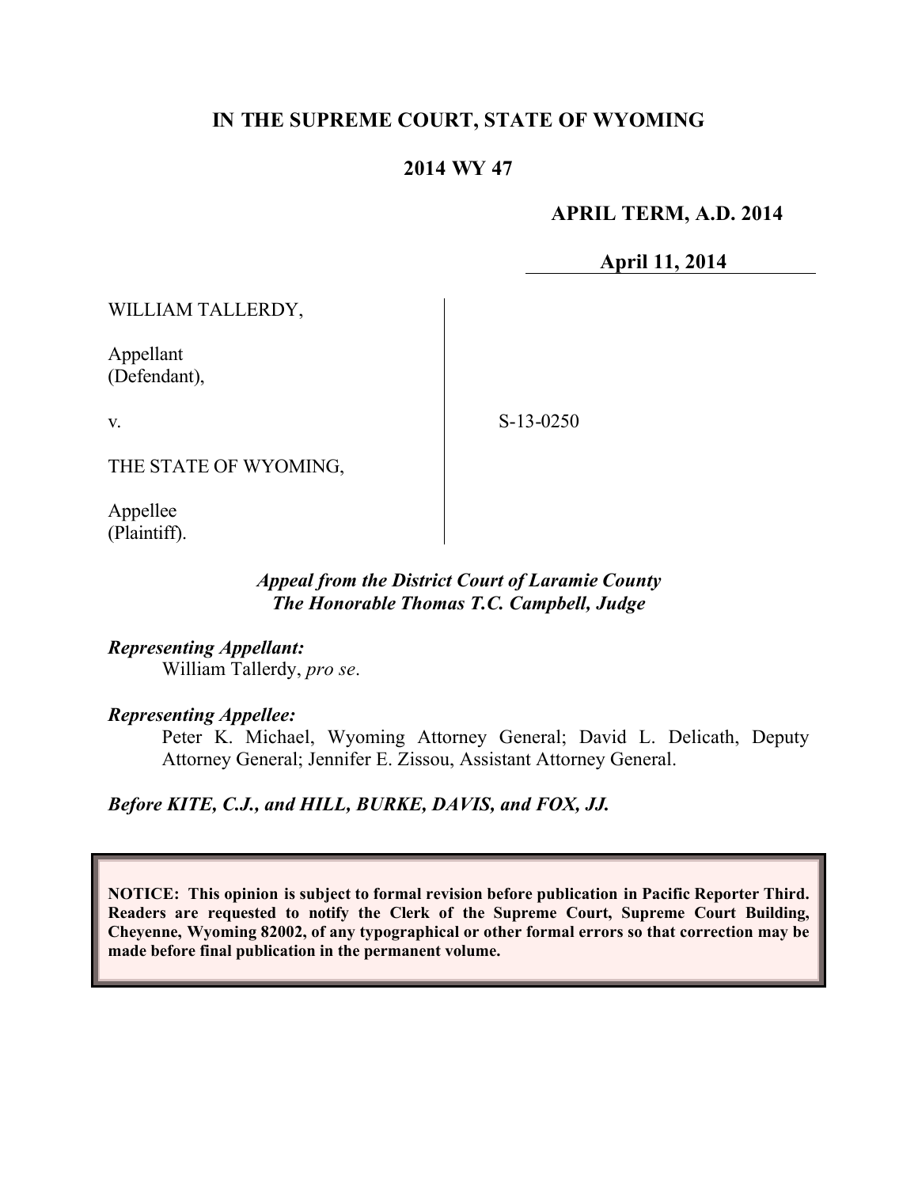# IN THE SUPREME COURT, STATE OF WYOMING

## 2014 WY 47

**APRIL TERM, A.D. 2014**

**April 11, 2014**

WILLIAM TALLERDY,

Appellant
(Defendant),

v.

THE STATE OF WYOMING,

Appellee
(Plaintiff).

S-13-0250

*Appeal from the District Court of Laramie County*
*The Honorable Thomas T.C. Campbell, Judge*

***Representing Appellant:***
William Tallerdy, *pro se*.

***Representing Appellee:***
Peter K. Michael, Wyoming Attorney General; David L. Delicath, Deputy Attorney General; Jennifer E. Zissou, Assistant Attorney General.

***Before KITE, C.J., and HILL, BURKE, DAVIS, and FOX, JJ.***

**NOTICE: This opinion is subject to formal revision before publication in Pacific Reporter Third. Readers are requested to notify the Clerk of the Supreme Court, Supreme Court Building, Cheyenne, Wyoming 82002, of any typographical or other formal errors so that correction may be made before final publication in the permanent volume.**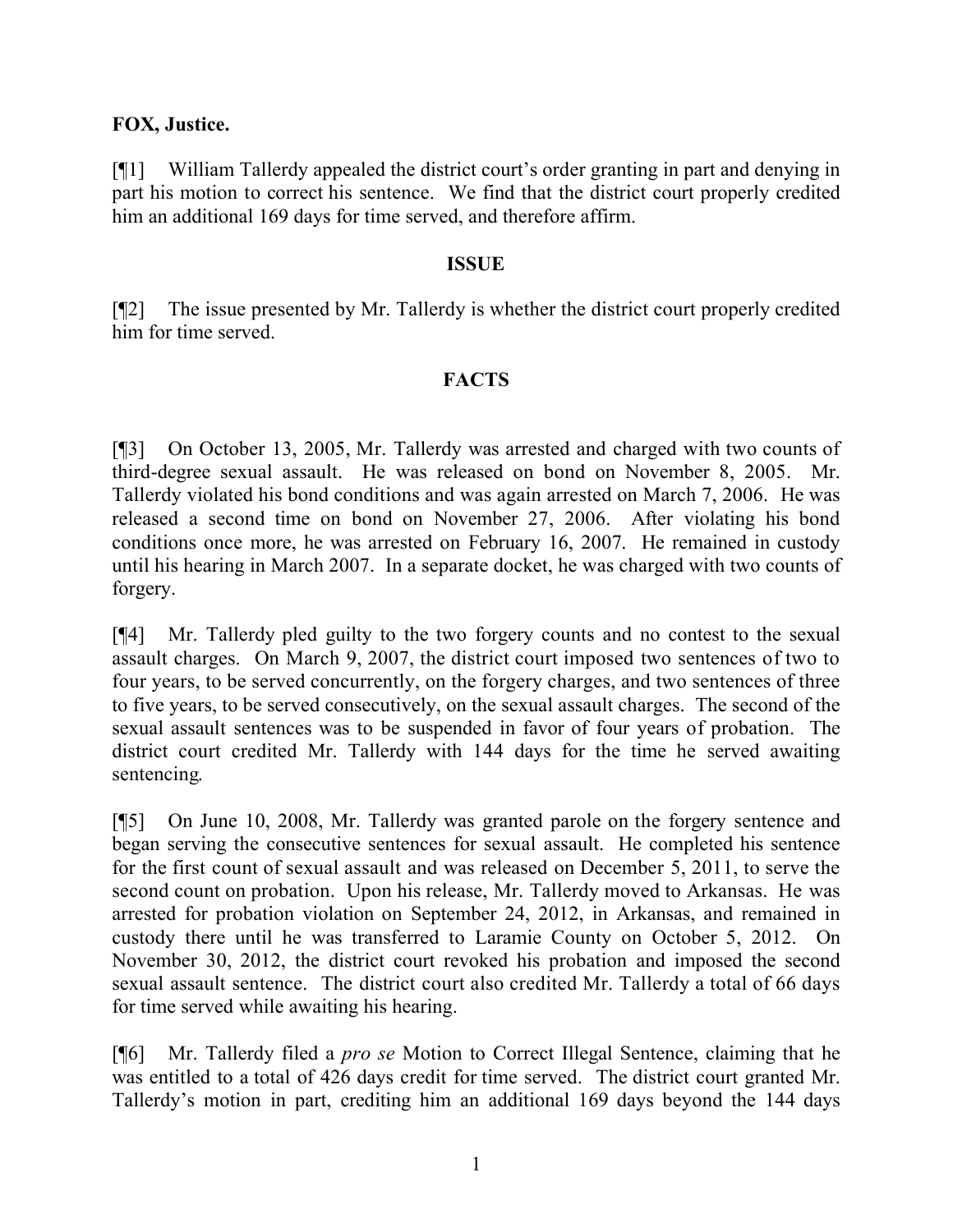**FOX, Justice.**

[¶1] William Tallerdy appealed the district court's order granting in part and denying in part his motion to correct his sentence. We find that the district court properly credited him an additional 169 days for time served, and therefore affirm.

## ISSUE

[¶2] The issue presented by Mr. Tallerdy is whether the district court properly credited him for time served.

## FACTS

[¶3] On October 13, 2005, Mr. Tallerdy was arrested and charged with two counts of third-degree sexual assault. He was released on bond on November 8, 2005. Mr. Tallerdy violated his bond conditions and was again arrested on March 7, 2006. He was released a second time on bond on November 27, 2006. After violating his bond conditions once more, he was arrested on February 16, 2007. He remained in custody until his hearing in March 2007. In a separate docket, he was charged with two counts of forgery.

[¶4] Mr. Tallerdy pled guilty to the two forgery counts and no contest to the sexual assault charges. On March 9, 2007, the district court imposed two sentences of two to four years, to be served concurrently, on the forgery charges, and two sentences of three to five years, to be served consecutively, on the sexual assault charges. The second of the sexual assault sentences was to be suspended in favor of four years of probation. The district court credited Mr. Tallerdy with 144 days for the time he served awaiting sentencing.

[¶5] On June 10, 2008, Mr. Tallerdy was granted parole on the forgery sentence and began serving the consecutive sentences for sexual assault. He completed his sentence for the first count of sexual assault and was released on December 5, 2011, to serve the second count on probation. Upon his release, Mr. Tallerdy moved to Arkansas. He was arrested for probation violation on September 24, 2012, in Arkansas, and remained in custody there until he was transferred to Laramie County on October 5, 2012. On November 30, 2012, the district court revoked his probation and imposed the second sexual assault sentence. The district court also credited Mr. Tallerdy a total of 66 days for time served while awaiting his hearing.

[¶6] Mr. Tallerdy filed a *pro se* Motion to Correct Illegal Sentence, claiming that he was entitled to a total of 426 days credit for time served. The district court granted Mr. Tallerdy's motion in part, crediting him an additional 169 days beyond the 144 days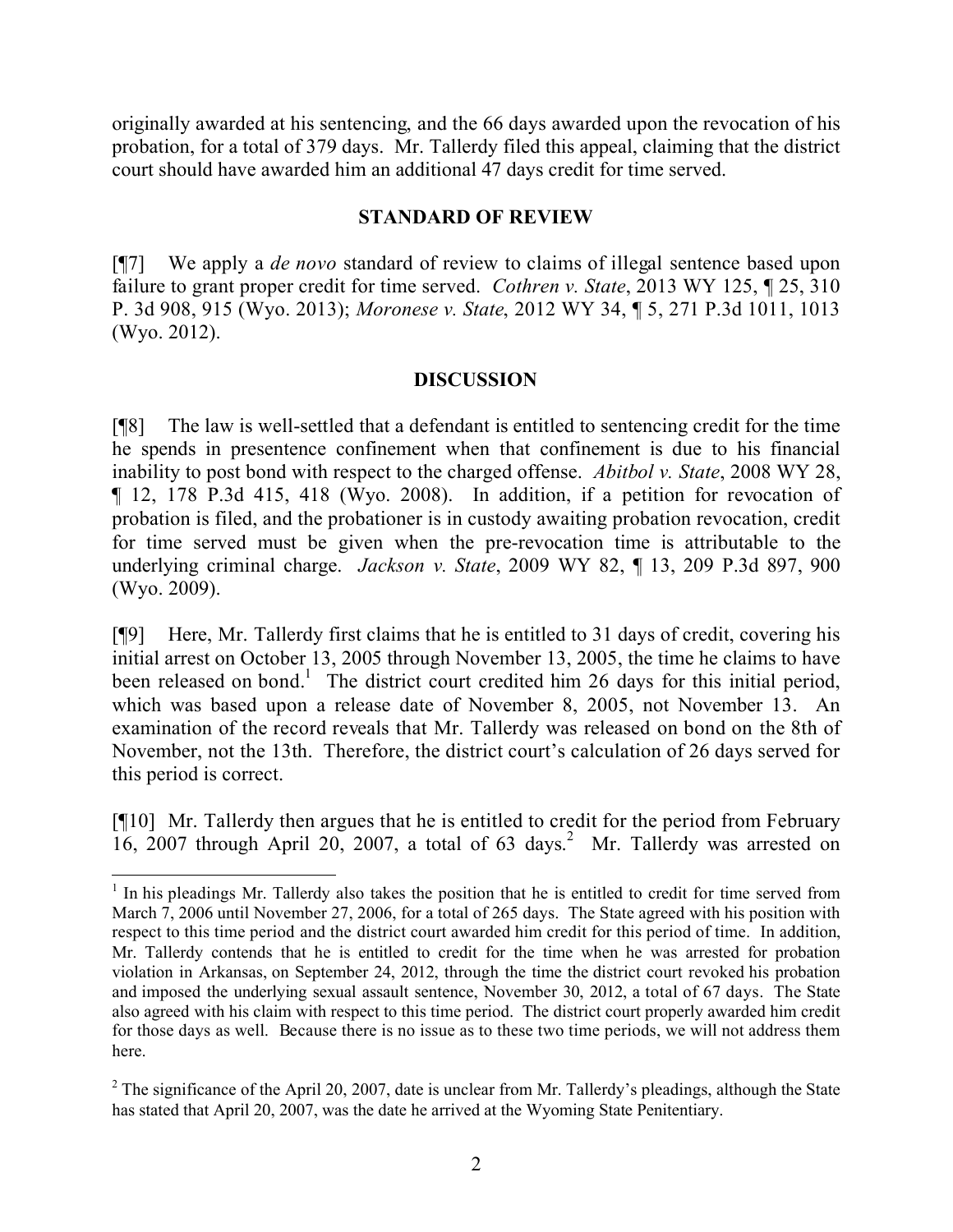originally awarded at his sentencing, and the 66 days awarded upon the revocation of his probation, for a total of 379 days. Mr. Tallerdy filed this appeal, claiming that the district court should have awarded him an additional 47 days credit for time served.

## STANDARD OF REVIEW

[¶7] We apply a *de novo* standard of review to claims of illegal sentence based upon failure to grant proper credit for time served. *Cothren v. State*, 2013 WY 125, ¶ 25, 310 P. 3d 908, 915 (Wyo. 2013); *Moronese v. State*, 2012 WY 34, ¶ 5, 271 P.3d 1011, 1013 (Wyo. 2012).

## DISCUSSION

[¶8] The law is well-settled that a defendant is entitled to sentencing credit for the time he spends in presentence confinement when that confinement is due to his financial inability to post bond with respect to the charged offense. *Abitbol v. State*, 2008 WY 28, ¶ 12, 178 P.3d 415, 418 (Wyo. 2008). In addition, if a petition for revocation of probation is filed, and the probationer is in custody awaiting probation revocation, credit for time served must be given when the pre-revocation time is attributable to the underlying criminal charge. *Jackson v. State*, 2009 WY 82, ¶ 13, 209 P.3d 897, 900 (Wyo. 2009).

[¶9] Here, Mr. Tallerdy first claims that he is entitled to 31 days of credit, covering his initial arrest on October 13, 2005 through November 13, 2005, the time he claims to have been released on bond.[1] The district court credited him 26 days for this initial period, which was based upon a release date of November 8, 2005, not November 13. An examination of the record reveals that Mr. Tallerdy was released on bond on the 8th of November, not the 13th. Therefore, the district court's calculation of 26 days served for this period is correct.

[¶10] Mr. Tallerdy then argues that he is entitled to credit for the period from February 16, 2007 through April 20, 2007, a total of 63 days.[2] Mr. Tallerdy was arrested on

---

[1] In his pleadings Mr. Tallerdy also takes the position that he is entitled to credit for time served from March 7, 2006 until November 27, 2006, for a total of 265 days. The State agreed with his position with respect to this time period and the district court awarded him credit for this period of time. In addition, Mr. Tallerdy contends that he is entitled to credit for the time when he was arrested for probation violation in Arkansas, on September 24, 2012, through the time the district court revoked his probation and imposed the underlying sexual assault sentence, November 30, 2012, a total of 67 days. The State also agreed with his claim with respect to this time period. The district court properly awarded him credit for those days as well. Because there is no issue as to these two time periods, we will not address them here.

[2] The significance of the April 20, 2007, date is unclear from Mr. Tallerdy's pleadings, although the State has stated that April 20, 2007, was the date he arrived at the Wyoming State Penitentiary.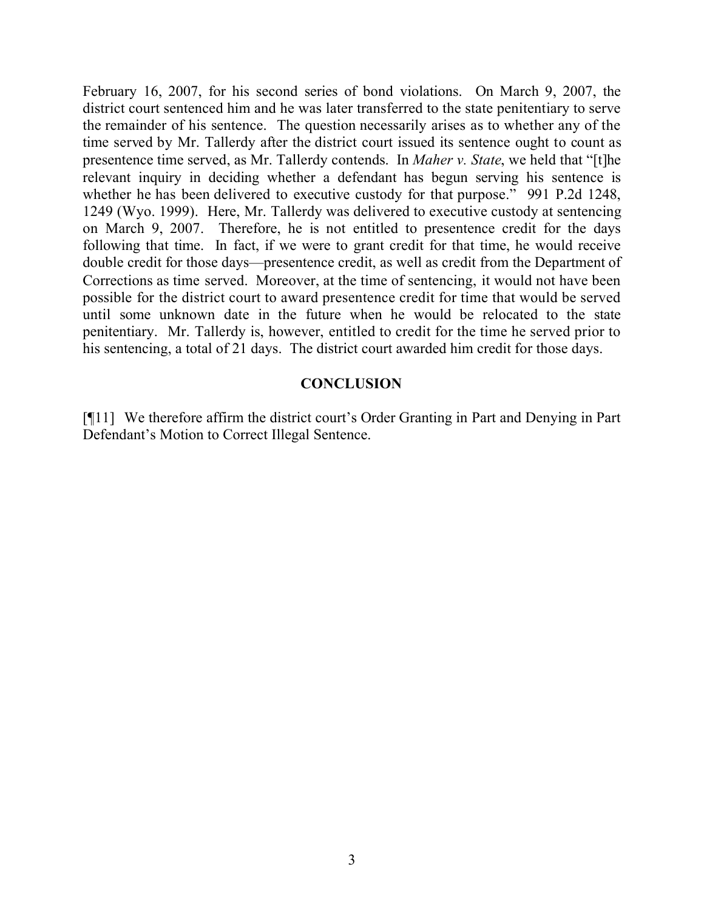February 16, 2007, for his second series of bond violations. On March 9, 2007, the district court sentenced him and he was later transferred to the state penitentiary to serve the remainder of his sentence. The question necessarily arises as to whether any of the time served by Mr. Tallerdy after the district court issued its sentence ought to count as presentence time served, as Mr. Tallerdy contends. In *Maher v. State*, we held that "[t]he relevant inquiry in deciding whether a defendant has begun serving his sentence is whether he has been delivered to executive custody for that purpose." 991 P.2d 1248, 1249 (Wyo. 1999). Here, Mr. Tallerdy was delivered to executive custody at sentencing on March 9, 2007. Therefore, he is not entitled to presentence credit for the days following that time. In fact, if we were to grant credit for that time, he would receive double credit for those days—presentence credit, as well as credit from the Department of Corrections as time served. Moreover, at the time of sentencing, it would not have been possible for the district court to award presentence credit for time that would be served until some unknown date in the future when he would be relocated to the state penitentiary. Mr. Tallerdy is, however, entitled to credit for the time he served prior to his sentencing, a total of 21 days. The district court awarded him credit for those days.

## CONCLUSION

[¶11] We therefore affirm the district court's Order Granting in Part and Denying in Part Defendant's Motion to Correct Illegal Sentence.